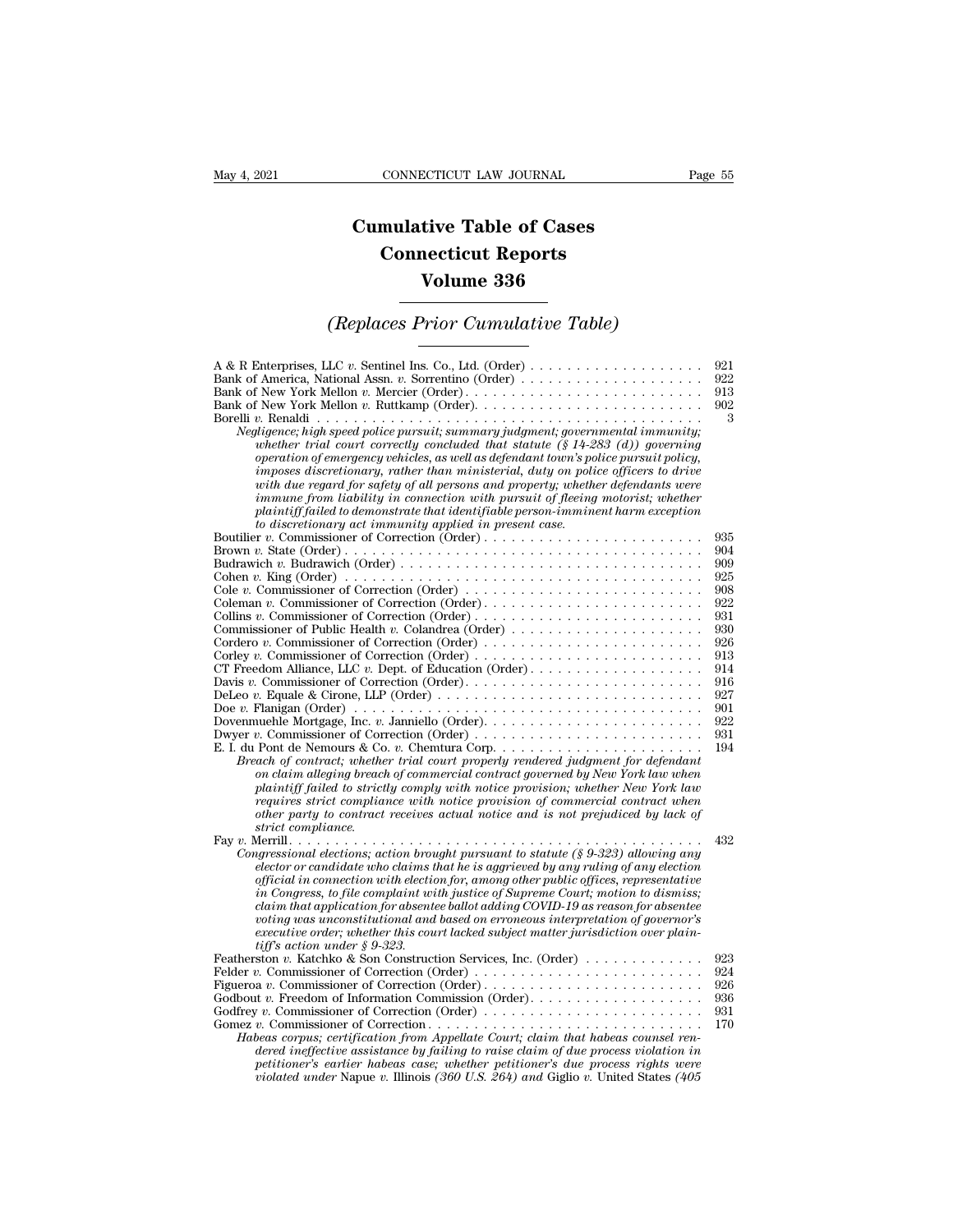# Cumulative Table of Cases
# Connecticut Reports
# Volume 336

## *(Replaces Prior Cumulative Table)*

A & R Enterprises, LLC *v.* Sentinel Ins. Co., Ltd. (Order) . . . . . . . . . . . . . . . . . . . 921
Bank of America, National Assn. *v.* Sorrentino (Order) . . . . . . . . . . . . . . . . . . . . 922
Bank of New York Mellon *v.* Mercier (Order) . . . . . . . . . . . . . . . . . . . . . . . . . . 913
Bank of New York Mellon *v.* Ruttkamp (Order) . . . . . . . . . . . . . . . . . . . . . . . . . 902
Borelli *v.* Renaldi . . . . . . . . . . . . . . . . . . . . . . . . . . . . . . . . . . . . . . . . . . 3
*Negligence; high speed police pursuit; summary judgment; governmental immunity; whether trial court correctly concluded that statute (§ 14-283 (d)) governing operation of emergency vehicles, as well as defendant town's police pursuit policy, imposes discretionary, rather than ministerial, duty on police officers to drive with due regard for safety of all persons and property; whether defendants were immune from liability in connection with pursuit of fleeing motorist; whether plaintiff failed to demonstrate that identifiable person-imminent harm exception to discretionary act immunity applied in present case.*
Boutilier *v.* Commissioner of Correction (Order) . . . . . . . . . . . . . . . . . . . . . . . . 935
Brown *v.* State (Order) . . . . . . . . . . . . . . . . . . . . . . . . . . . . . . . . . . . . . . . 904
Budrawich *v.* Budrawich (Order) . . . . . . . . . . . . . . . . . . . . . . . . . . . . . . . . . 909
Cohen *v.* King (Order) . . . . . . . . . . . . . . . . . . . . . . . . . . . . . . . . . . . . . . . 925
Cole *v.* Commissioner of Correction (Order) . . . . . . . . . . . . . . . . . . . . . . . . . . 908
Coleman *v.* Commissioner of Correction (Order) . . . . . . . . . . . . . . . . . . . . . . . . 922
Collins *v.* Commissioner of Correction (Order) . . . . . . . . . . . . . . . . . . . . . . . . . 931
Commissioner of Public Health *v.* Colandrea (Order) . . . . . . . . . . . . . . . . . . . . . 930
Cordero *v.* Commissioner of Correction (Order) . . . . . . . . . . . . . . . . . . . . . . . . 926
Corley *v.* Commissioner of Correction (Order) . . . . . . . . . . . . . . . . . . . . . . . . . 913
CT Freedom Alliance, LLC *v.* Dept. of Education (Order) . . . . . . . . . . . . . . . . . . . 914
Davis *v.* Commissioner of Correction (Order) . . . . . . . . . . . . . . . . . . . . . . . . . . 916
DeLeo *v.* Equale & Cirone, LLP (Order) . . . . . . . . . . . . . . . . . . . . . . . . . . . . . 927
Doe *v.* Flanigan (Order) . . . . . . . . . . . . . . . . . . . . . . . . . . . . . . . . . . . . . . 901
Dovenmuehle Mortgage, Inc. *v.* Janniello (Order) . . . . . . . . . . . . . . . . . . . . . . . 922
Dwyer *v.* Commissioner of Correction (Order) . . . . . . . . . . . . . . . . . . . . . . . . . 931
E. I. du Pont de Nemours & Co. *v.* Chemtura Corp. . . . . . . . . . . . . . . . . . . . . . . . 194
*Breach of contract; whether trial court properly rendered judgment for defendant on claim alleging breach of commercial contract governed by New York law when plaintiff failed to strictly comply with notice provision; whether New York law requires strict compliance with notice provision of commercial contract when other party to contract receives actual notice and is not prejudiced by lack of strict compliance.*
Fay *v.* Merrill . . . . . . . . . . . . . . . . . . . . . . . . . . . . . . . . . . . . . . . . . . . . 432
*Congressional elections; action brought pursuant to statute (§ 9-323) allowing any elector or candidate who claims that he is aggrieved by any ruling of any election official in connection with election for, among other public offices, representative in Congress, to file complaint with justice of Supreme Court; motion to dismiss; claim that application for absentee ballot adding COVID-19 as reason for absentee voting was unconstitutional and based on erroneous interpretation of governor's executive order; whether this court lacked subject matter jurisdiction over plaintiff's action under § 9-323.*
Featherston *v.* Katchko & Son Construction Services, Inc. (Order) . . . . . . . . . . . . . 923
Felder *v.* Commissioner of Correction (Order) . . . . . . . . . . . . . . . . . . . . . . . . . . 924
Figueroa *v.* Commissioner of Correction (Order) . . . . . . . . . . . . . . . . . . . . . . . . 926
Godbout *v.* Freedom of Information Commission (Order) . . . . . . . . . . . . . . . . . . . 936
Godfrey *v.* Commissioner of Correction (Order) . . . . . . . . . . . . . . . . . . . . . . . . 931
Gomez *v.* Commissioner of Correction . . . . . . . . . . . . . . . . . . . . . . . . . . . . . . 170
*Habeas corpus; certification from Appellate Court; claim that habeas counsel rendered ineffective assistance by failing to raise claim of due process violation in petitioner's earlier habeas case; whether petitioner's due process rights were violated under* Napue *v.* Illinois *(360 U.S. 264) and* Giglio *v.* United States *(405*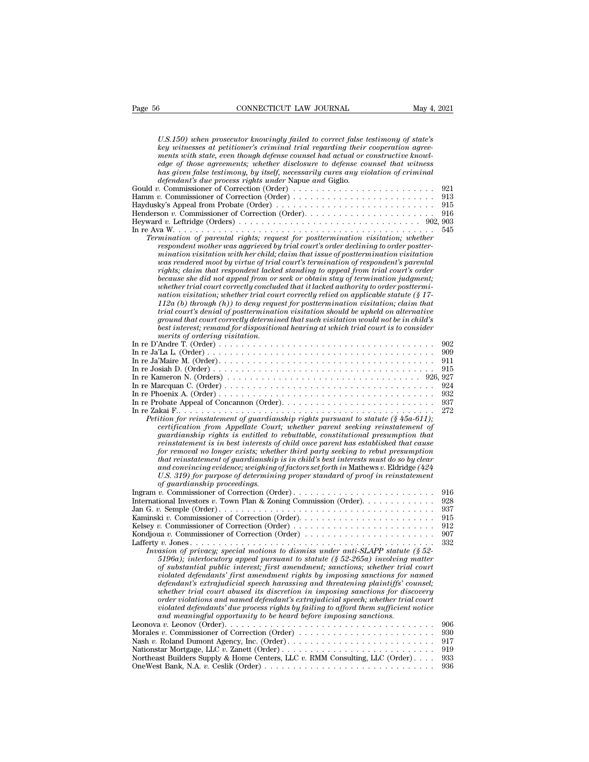*U.S.150) when prosecutor knowingly failed to correct false testimony of state's key witnesses at petitioner's criminal trial regarding their cooperation agreements with state, even though defense counsel had actual or constructive knowledge of those agreements; whether disclosure to defense counsel that witness has given false testimony, by itself, necessarily cures any violation of criminal defendant's due process rights under* Napue *and* Giglio.

Gould *v.* Commissioner of Correction (Order) . . . . . . . . . . . . . . . . . . . . . . . . 921
Hamm *v.* Commissioner of Correction (Order) . . . . . . . . . . . . . . . . . . . . . . . . 913
Haydusky's Appeal from Probate (Order) . . . . . . . . . . . . . . . . . . . . . . . . . . . 915
Henderson *v.* Commissioner of Correction (Order). . . . . . . . . . . . . . . . . . . . . . 916
Heyward *v.* Leftridge (Orders) . . . . . . . . . . . . . . . . . . . . . . . . . . . . . . . 902, 903
In re Ava W. . . . . . . . . . . . . . . . . . . . . . . . . . . . . . . . . . . . . . . . . . . . . 545

*Termination of parental rights; request for posttermination visitation; whether respondent mother was aggrieved by trial court's order declining to order posttermination visitation with her child; claim that issue of posttermination visitation was rendered moot by virtue of trial court's termination of respondent's parental rights; claim that respondent lacked standing to appeal from trial court's order because she did not appeal from or seek or obtain stay of termination judgment; whether trial court correctly concluded that it lacked authority to order posttermination visitation; whether trial court correctly relied on applicable statute (§ 17-112a (b) through (h)) to deny request for posttermination visitation; claim that trial court's denial of posttermination visitation should be upheld on alternative ground that court correctly determined that such visitation would not be in child's best interest; remand for dispositional hearing at which trial court is to consider merits of ordering visitation.*

In re D'Andre T. (Order) . . . . . . . . . . . . . . . . . . . . . . . . . . . . . . . . . . . . 902
In re Ja'La L. (Order) . . . . . . . . . . . . . . . . . . . . . . . . . . . . . . . . . . . . . . 909
In re Ja'Maire M. (Order). . . . . . . . . . . . . . . . . . . . . . . . . . . . . . . . . . . . . 911
In re Josiah D. (Order) . . . . . . . . . . . . . . . . . . . . . . . . . . . . . . . . . . . . . . 915
In re Kameron N. (Orders) . . . . . . . . . . . . . . . . . . . . . . . . . . . . . . . . . 926, 927
In re Marcquan C. (Order) . . . . . . . . . . . . . . . . . . . . . . . . . . . . . . . . . . . . 924
In re Phoenix A. (Order) . . . . . . . . . . . . . . . . . . . . . . . . . . . . . . . . . . . . . 932
In re Probate Appeal of Concannon (Order). . . . . . . . . . . . . . . . . . . . . . . . . . 937
In re Zakai F.. . . . . . . . . . . . . . . . . . . . . . . . . . . . . . . . . . . . . . . . . . . . 272

*Petition for reinstatement of guardianship rights pursuant to statute (§ 45a-611); certification from Appellate Court; whether parent seeking reinstatement of guardianship rights is entitled to rebuttable, constitutional presumption that reinstatement is in best interests of child once parent has established that cause for removal no longer exists; whether third party seeking to rebut presumption that reinstatement of guardianship is in child's best interests must do so by clear and convincing evidence; weighing of factors set forth in* Mathews v. Eldridge *(424 U.S. 319) for purpose of determining proper standard of proof in reinstatement of guardianship proceedings.*

Ingram *v.* Commissioner of Correction (Order) . . . . . . . . . . . . . . . . . . . . . . . . 916
International Investors *v.* Town Plan & Zoning Commission (Order). . . . . . . . . . . . 928
Jan G. *v.* Semple (Order) . . . . . . . . . . . . . . . . . . . . . . . . . . . . . . . . . . . . 937
Kaminski *v.* Commissioner of Correction (Order). . . . . . . . . . . . . . . . . . . . . . . 915
Kelsey *v.* Commissioner of Correction (Order) . . . . . . . . . . . . . . . . . . . . . . . . 912
Kondjoua *v.* Commissioner of Correction (Order) . . . . . . . . . . . . . . . . . . . . . . 907
Lafferty *v.* Jones . . . . . . . . . . . . . . . . . . . . . . . . . . . . . . . . . . . . . . . . . . 332

*Invasion of privacy; special motions to dismiss under anti-SLAPP statute (§ 52-5196a); interlocutory appeal pursuant to statute (§ 52-265a) involving matter of substantial public interest; first amendment; sanctions; whether trial court violated defendants' first amendment rights by imposing sanctions for named defendant's extrajudicial speech harassing and threatening plaintiffs' counsel; whether trial court abused its discretion in imposing sanctions for discovery order violations and named defendant's extrajudicial speech; whether trial court violated defendants' due process rights by failing to afford them sufficient notice and meaningful opportunity to be heard before imposing sanctions.*

Leonova *v.* Leonov (Order). . . . . . . . . . . . . . . . . . . . . . . . . . . . . . . . . . . . 906
Morales *v.* Commissioner of Correction (Order) . . . . . . . . . . . . . . . . . . . . . . . 930
Nash *v.* Roland Dumont Agency, Inc. (Order). . . . . . . . . . . . . . . . . . . . . . . . . 917
Nationstar Mortgage, LLC *v.* Zanett (Order) . . . . . . . . . . . . . . . . . . . . . . . . . 919
Northeast Builders Supply & Home Centers, LLC *v.* RMM Consulting, LLC (Order) . . . . 933
OneWest Bank, N.A. *v.* Ceslik (Order) . . . . . . . . . . . . . . . . . . . . . . . . . . . . . 936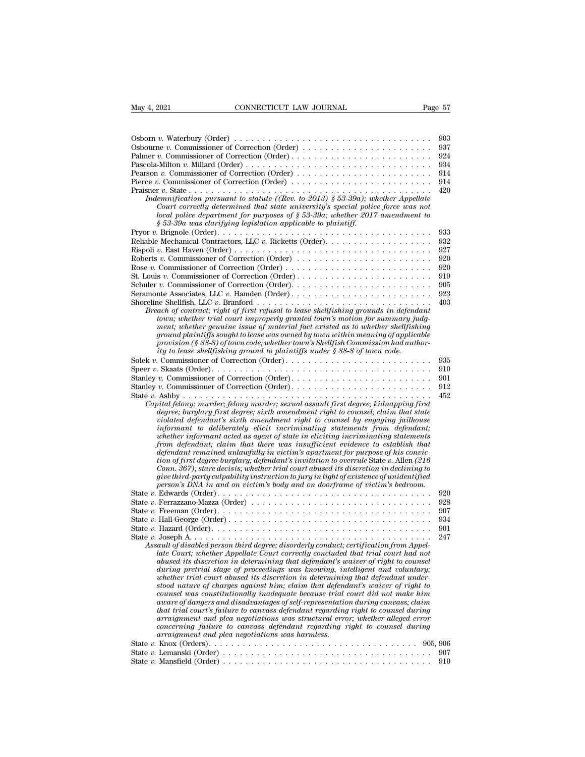Osborn *v.* Waterbury (Order) . . . . . . . . . . . . . . . . . . . . . . . . . . . . . . . . . . . 903
Osbourne *v.* Commissioner of Correction (Order) . . . . . . . . . . . . . . . . . . . . . . . 937
Palmer *v.* Commissioner of Correction (Order) . . . . . . . . . . . . . . . . . . . . . . . . . 924
Pascola-Milton *v.* Millard (Order) . . . . . . . . . . . . . . . . . . . . . . . . . . . . . . . 934
Pearson *v.* Commissioner of Correction (Order) . . . . . . . . . . . . . . . . . . . . . . . . 914
Pierce *v.* Commissioner of Correction (Order) . . . . . . . . . . . . . . . . . . . . . . . . . 914
Praisner *v.* State . . . . . . . . . . . . . . . . . . . . . . . . . . . . . . . . . . . . . . . . . 420

*Indemnification pursuant to statute ((Rev. to 2013) § 53-39a); whether Appellate Court correctly determined that state university's special police force was not local police department for purposes of § 53-39a; whether 2017 amendment to § 53-39a was clarifying legislation applicable to plaintiff.*

Pryor *v.* Brignole (Order). . . . . . . . . . . . . . . . . . . . . . . . . . . . . . . . . . . . 933
Reliable Mechanical Contractors, LLC *v.* Ricketts (Order). . . . . . . . . . . . . . . . . . . 932
Rispoli *v.* East Haven (Order) . . . . . . . . . . . . . . . . . . . . . . . . . . . . . . . . . . 927
Roberts *v.* Commissioner of Correction (Order) . . . . . . . . . . . . . . . . . . . . . . . . 920
Rose *v.* Commissioner of Correction (Order) . . . . . . . . . . . . . . . . . . . . . . . . . . 920
St. Louis *v.* Commissioner of Correction (Order). . . . . . . . . . . . . . . . . . . . . . . . 919
Schuler *v.* Commissioner of Correction (Order). . . . . . . . . . . . . . . . . . . . . . . . . 905
Seramonte Associates, LLC *v.* Hamden (Order). . . . . . . . . . . . . . . . . . . . . . . . . 923
Shoreline Shellfish, LLC *v.* Branford . . . . . . . . . . . . . . . . . . . . . . . . . . . . . . 403

*Breach of contract; right of first refusal to lease shellfishing grounds in defendant town; whether trial court improperly granted town's motion for summary judgment; whether genuine issue of material fact existed as to whether shellfishing ground plaintiffs sought to lease was owned by town within meaning of applicable provision (§ 88-8) of town code; whether town's Shellfish Commission had authority to lease shellfishing ground to plaintiffs under § 88-8 of town code.*

Solek *v.* Commissioner of Correction (Order). . . . . . . . . . . . . . . . . . . . . . . . . . 935
Speer *v.* Skaats (Order). . . . . . . . . . . . . . . . . . . . . . . . . . . . . . . . . . . . . . 910
Stanley *v.* Commissioner of Correction (Order). . . . . . . . . . . . . . . . . . . . . . . . . 901
Stanley *v.* Commissioner of Correction (Order). . . . . . . . . . . . . . . . . . . . . . . . . 912
State *v.* Ashby . . . . . . . . . . . . . . . . . . . . . . . . . . . . . . . . . . . . . . . . . . 452

*Capital felony; murder; felony murder; sexual assault first degree; kidnapping first degree; burglary first degree; sixth amendment right to counsel; claim that state violated defendant's sixth amendment right to counsel by engaging jailhouse informant to deliberately elicit incriminating statements from defendant; whether informant acted as agent of state in eliciting incriminating statements from defendant; claim that there was insufficient evidence to establish that defendant remained unlawfully in victim's apartment for purpose of his conviction of first degree burglary; defendant's invitation to overrule* State v. Allen *(216 Conn. 367); stare decisis; whether trial court abused its discretion in declining to give third-party culpability instruction to jury in light of existence of unidentified person's DNA in and on victim's body and on doorframe of victim's bedroom.*

State *v.* Edwards (Order). . . . . . . . . . . . . . . . . . . . . . . . . . . . . . . . . . . . . 920
State *v.* Ferrazzano-Mazza (Order) . . . . . . . . . . . . . . . . . . . . . . . . . . . . . . . . 928
State *v.* Freeman (Order). . . . . . . . . . . . . . . . . . . . . . . . . . . . . . . . . . . . . 907
State *v.* Hall-George (Order) . . . . . . . . . . . . . . . . . . . . . . . . . . . . . . . . . . . 934
State *v.* Hazard (Order). . . . . . . . . . . . . . . . . . . . . . . . . . . . . . . . . . . . . . 901
State *v.* Joseph A. . . . . . . . . . . . . . . . . . . . . . . . . . . . . . . . . . . . . . . . . . 247

*Assault of disabled person third degree; disorderly conduct; certification from Appellate Court; whether Appellate Court correctly concluded that trial court had not abused its discretion in determining that defendant's waiver of right to counsel during pretrial stage of proceedings was knowing, intelligent and voluntary; whether trial court abused its discretion in determining that defendant understood nature of charges against him; claim that defendant's waiver of right to counsel was constitutionally inadequate because trial court did not make him aware of dangers and disadvantages of self-representation during canvass; claim that trial court's failure to canvass defendant regarding right to counsel during arraignment and plea negotiations was structural error; whether alleged error concerning failure to canvass defendant regarding right to counsel during arraignment and plea negotiations was harmless.*

State *v.* Knox (Orders). . . . . . . . . . . . . . . . . . . . . . . . . . . . . . . . . . . . 905, 906
State *v.* Lemanski (Order) . . . . . . . . . . . . . . . . . . . . . . . . . . . . . . . . . . . . 907
State *v.* Mansfield (Order) . . . . . . . . . . . . . . . . . . . . . . . . . . . . . . . . . . . . 910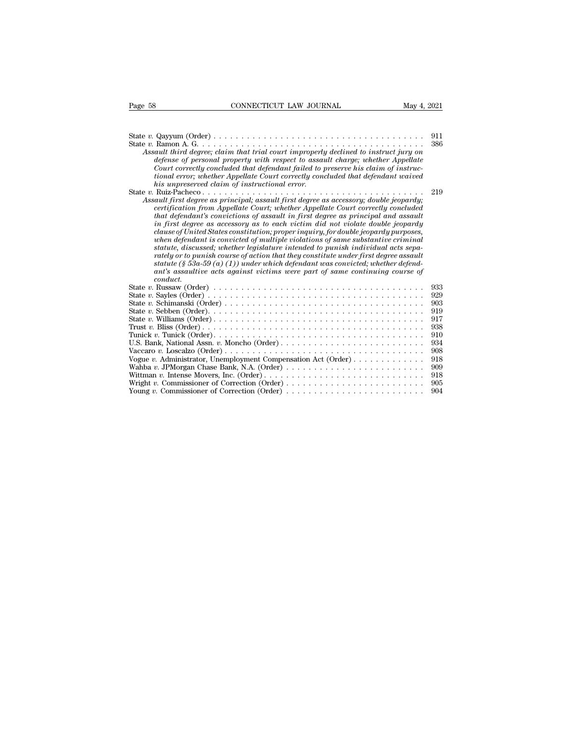State *v.* Qayyum (Order) . . . . . . . . . . . . . . . . . . . . . . . . . . . . . . . . . . . . . 911

State *v.* Ramon A. G. . . . . . . . . . . . . . . . . . . . . . . . . . . . . . . . . . . . . . . . 386

*Assault third degree; claim that trial court improperly declined to instruct jury on defense of personal property with respect to assault charge; whether Appellate Court correctly concluded that defendant failed to preserve his claim of instructional error; whether Appellate Court correctly concluded that defendant waived his unpreserved claim of instructional error.*

State *v.* Ruiz-Pacheco . . . . . . . . . . . . . . . . . . . . . . . . . . . . . . . . . . . . . . . 219

*Assault first degree as principal; assault first degree as accessory; double jeopardy; certification from Appellate Court; whether Appellate Court correctly concluded that defendant's convictions of assault in first degree as principal and assault in first degree as accessory as to each victim did not violate double jeopardy clause of United States constitution; proper inquiry, for double jeopardy purposes, when defendant is convicted of multiple violations of same substantive criminal statute, discussed; whether legislature intended to punish individual acts separately or to punish course of action that they constitute under first degree assault statute (§ 53a-59 (a) (1)) under which defendant was convicted; whether defendant's assaultive acts against victims were part of same continuing course of conduct.*

State *v.* Russaw (Order) . . . . . . . . . . . . . . . . . . . . . . . . . . . . . . . . . . . . . 933

State *v.* Sayles (Order) . . . . . . . . . . . . . . . . . . . . . . . . . . . . . . . . . . . . . . 929

State *v.* Schimanski (Order) . . . . . . . . . . . . . . . . . . . . . . . . . . . . . . . . . . . 903

State *v.* Sebben (Order). . . . . . . . . . . . . . . . . . . . . . . . . . . . . . . . . . . . . . 919

State *v.* Williams (Order) . . . . . . . . . . . . . . . . . . . . . . . . . . . . . . . . . . . . . 917

Trust *v.* Bliss (Order) . . . . . . . . . . . . . . . . . . . . . . . . . . . . . . . . . . . . . . . 938

Tunick *v.* Tunick (Order). . . . . . . . . . . . . . . . . . . . . . . . . . . . . . . . . . . . . . 910

U.S. Bank, National Assn. *v.* Moncho (Order) . . . . . . . . . . . . . . . . . . . . . . . . . 934

Vaccaro *v.* Loscalzo (Order) . . . . . . . . . . . . . . . . . . . . . . . . . . . . . . . . . . . 908

Vogue *v.* Administrator, Unemployment Compensation Act (Order) . . . . . . . . . . . . . 918

Wahba *v.* JPMorgan Chase Bank, N.A. (Order) . . . . . . . . . . . . . . . . . . . . . . . . 909

Wittman *v.* Intense Movers, Inc. (Order) . . . . . . . . . . . . . . . . . . . . . . . . . . . . 918

Wright *v.* Commissioner of Correction (Order) . . . . . . . . . . . . . . . . . . . . . . . . 905

Young *v.* Commissioner of Correction (Order) . . . . . . . . . . . . . . . . . . . . . . . . 904